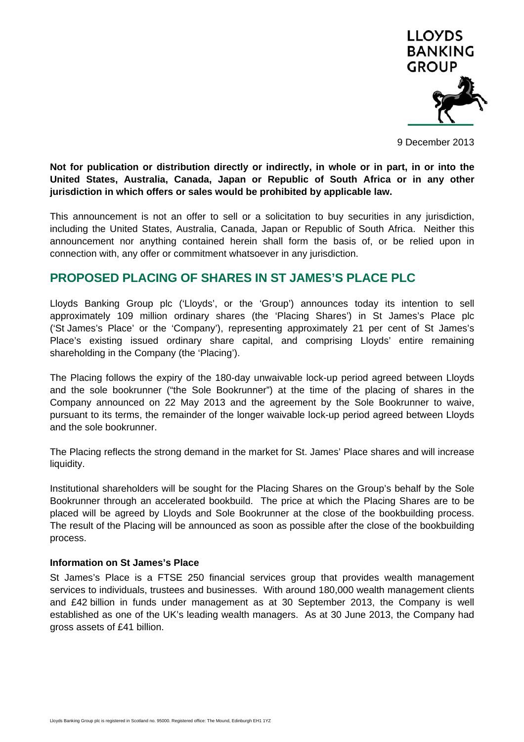LLOYDS BANKING GROUP

9 December 2013

**Not for publication or distribution directly or indirectly, in whole or in part, in or into the United States, Australia, Canada, Japan or Republic of South Africa or in any other jurisdiction in which offers or sales would be prohibited by applicable law.**

This announcement is not an offer to sell or a solicitation to buy securities in any jurisdiction, including the United States, Australia, Canada, Japan or Republic of South Africa. Neither this announcement nor anything contained herein shall form the basis of, or be relied upon in connection with, any offer or commitment whatsoever in any jurisdiction.

## PROPOSED PLACING OF SHARES IN ST JAMES'S PLACE PLC

Lloyds Banking Group plc ('Lloyds', or the 'Group') announces today its intention to sell approximately 109 million ordinary shares (the 'Placing Shares') in St James's Place plc ('St James's Place' or the 'Company'), representing approximately 21 per cent of St James's Place's existing issued ordinary share capital, and comprising Lloyds' entire remaining shareholding in the Company (the 'Placing').

The Placing follows the expiry of the 180-day unwaivable lock-up period agreed between Lloyds and the sole bookrunner ("the Sole Bookrunner") at the time of the placing of shares in the Company announced on 22 May 2013 and the agreement by the Sole Bookrunner to waive, pursuant to its terms, the remainder of the longer waivable lock-up period agreed between Lloyds and the sole bookrunner.

The Placing reflects the strong demand in the market for St. James' Place shares and will increase liquidity.

Institutional shareholders will be sought for the Placing Shares on the Group's behalf by the Sole Bookrunner through an accelerated bookbuild. The price at which the Placing Shares are to be placed will be agreed by Lloyds and Sole Bookrunner at the close of the bookbuilding process. The result of the Placing will be announced as soon as possible after the close of the bookbuilding process.

### Information on St James's Place

St James's Place is a FTSE 250 financial services group that provides wealth management services to individuals, trustees and businesses. With around 180,000 wealth management clients and £42 billion in funds under management as at 30 September 2013, the Company is well established as one of the UK's leading wealth managers. As at 30 June 2013, the Company had gross assets of £41 billion.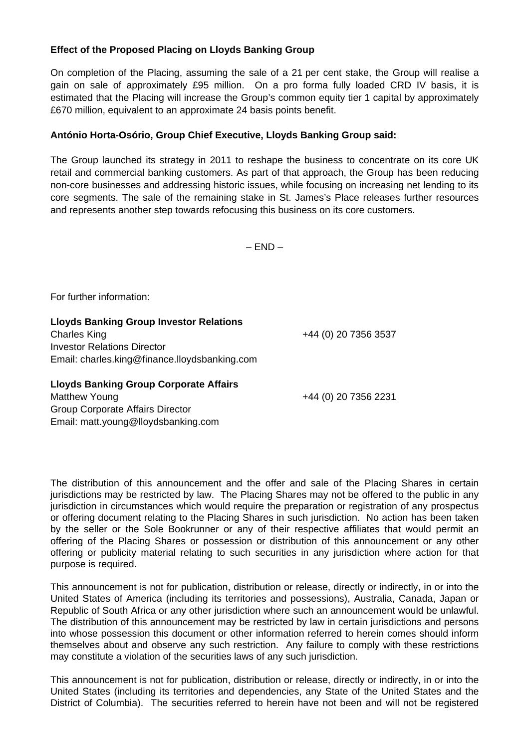**Effect of the Proposed Placing on Lloyds Banking Group**

On completion of the Placing, assuming the sale of a 21 per cent stake, the Group will realise a gain on sale of approximately £95 million. On a pro forma fully loaded CRD IV basis, it is estimated that the Placing will increase the Group's common equity tier 1 capital by approximately £670 million, equivalent to an approximate 24 basis points benefit.

**António Horta-Osório, Group Chief Executive, Lloyds Banking Group said:**

The Group launched its strategy in 2011 to reshape the business to concentrate on its core UK retail and commercial banking customers. As part of that approach, the Group has been reducing non-core businesses and addressing historic issues, while focusing on increasing net lending to its core segments. The sale of the remaining stake in St. James's Place releases further resources and represents another step towards refocusing this business on its core customers.

– END –

For further information:

**Lloyds Banking Group Investor Relations**
Charles King +44 (0) 20 7356 3537
Investor Relations Director
Email: charles.king@finance.lloydsbanking.com

**Lloyds Banking Group Corporate Affairs**
Matthew Young +44 (0) 20 7356 2231
Group Corporate Affairs Director
Email: matt.young@lloydsbanking.com

The distribution of this announcement and the offer and sale of the Placing Shares in certain jurisdictions may be restricted by law. The Placing Shares may not be offered to the public in any jurisdiction in circumstances which would require the preparation or registration of any prospectus or offering document relating to the Placing Shares in such jurisdiction. No action has been taken by the seller or the Sole Bookrunner or any of their respective affiliates that would permit an offering of the Placing Shares or possession or distribution of this announcement or any other offering or publicity material relating to such securities in any jurisdiction where action for that purpose is required.

This announcement is not for publication, distribution or release, directly or indirectly, in or into the United States of America (including its territories and possessions), Australia, Canada, Japan or Republic of South Africa or any other jurisdiction where such an announcement would be unlawful. The distribution of this announcement may be restricted by law in certain jurisdictions and persons into whose possession this document or other information referred to herein comes should inform themselves about and observe any such restriction. Any failure to comply with these restrictions may constitute a violation of the securities laws of any such jurisdiction.

This announcement is not for publication, distribution or release, directly or indirectly, in or into the United States (including its territories and dependencies, any State of the United States and the District of Columbia). The securities referred to herein have not been and will not be registered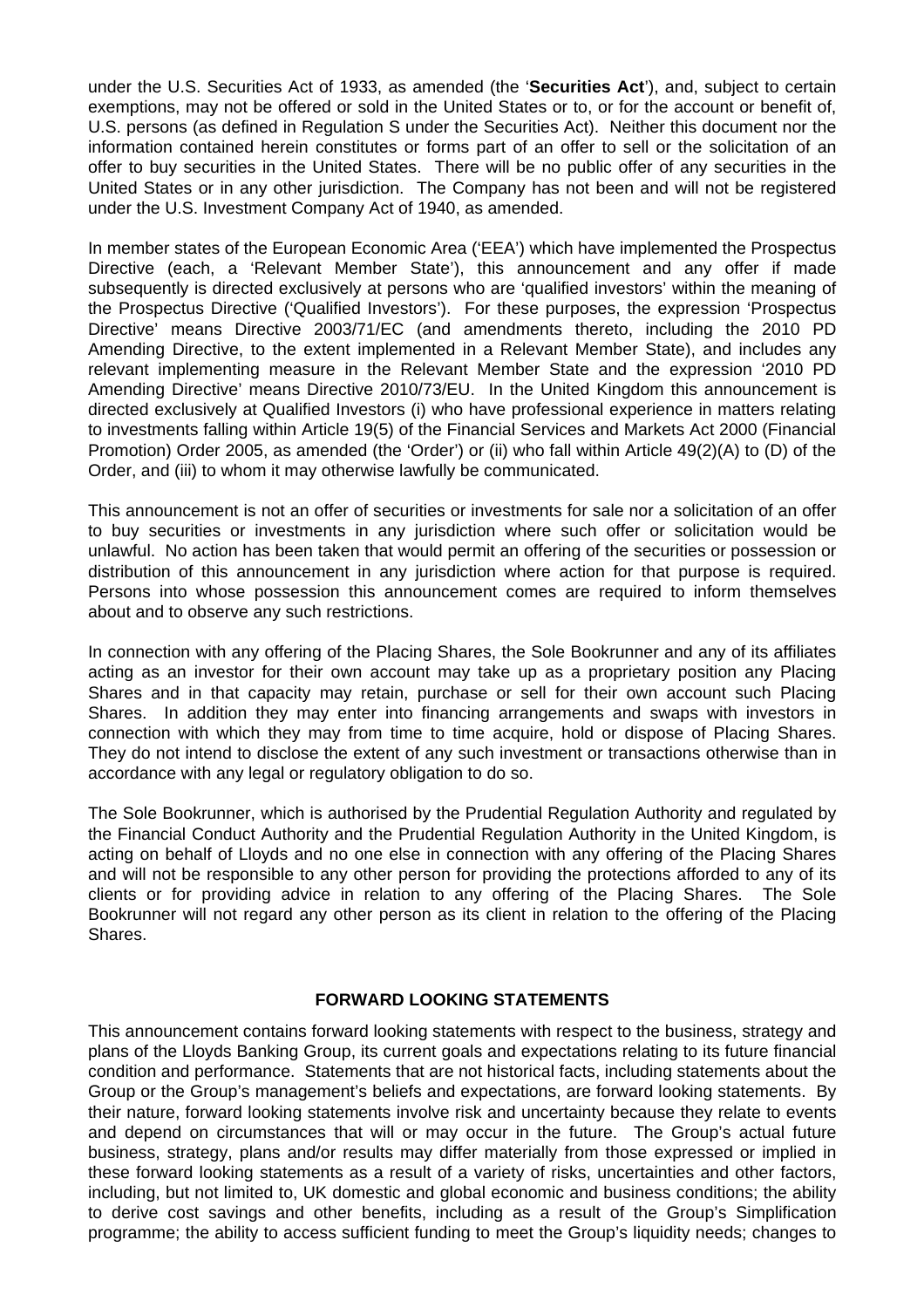under the U.S. Securities Act of 1933, as amended (the '**Securities Act**'), and, subject to certain exemptions, may not be offered or sold in the United States or to, or for the account or benefit of, U.S. persons (as defined in Regulation S under the Securities Act). Neither this document nor the information contained herein constitutes or forms part of an offer to sell or the solicitation of an offer to buy securities in the United States. There will be no public offer of any securities in the United States or in any other jurisdiction. The Company has not been and will not be registered under the U.S. Investment Company Act of 1940, as amended.

In member states of the European Economic Area ('EEA') which have implemented the Prospectus Directive (each, a 'Relevant Member State'), this announcement and any offer if made subsequently is directed exclusively at persons who are 'qualified investors' within the meaning of the Prospectus Directive ('Qualified Investors'). For these purposes, the expression 'Prospectus Directive' means Directive 2003/71/EC (and amendments thereto, including the 2010 PD Amending Directive, to the extent implemented in a Relevant Member State), and includes any relevant implementing measure in the Relevant Member State and the expression '2010 PD Amending Directive' means Directive 2010/73/EU. In the United Kingdom this announcement is directed exclusively at Qualified Investors (i) who have professional experience in matters relating to investments falling within Article 19(5) of the Financial Services and Markets Act 2000 (Financial Promotion) Order 2005, as amended (the 'Order') or (ii) who fall within Article 49(2)(A) to (D) of the Order, and (iii) to whom it may otherwise lawfully be communicated.

This announcement is not an offer of securities or investments for sale nor a solicitation of an offer to buy securities or investments in any jurisdiction where such offer or solicitation would be unlawful. No action has been taken that would permit an offering of the securities or possession or distribution of this announcement in any jurisdiction where action for that purpose is required. Persons into whose possession this announcement comes are required to inform themselves about and to observe any such restrictions.

In connection with any offering of the Placing Shares, the Sole Bookrunner and any of its affiliates acting as an investor for their own account may take up as a proprietary position any Placing Shares and in that capacity may retain, purchase or sell for their own account such Placing Shares. In addition they may enter into financing arrangements and swaps with investors in connection with which they may from time to time acquire, hold or dispose of Placing Shares. They do not intend to disclose the extent of any such investment or transactions otherwise than in accordance with any legal or regulatory obligation to do so.

The Sole Bookrunner, which is authorised by the Prudential Regulation Authority and regulated by the Financial Conduct Authority and the Prudential Regulation Authority in the United Kingdom, is acting on behalf of Lloyds and no one else in connection with any offering of the Placing Shares and will not be responsible to any other person for providing the protections afforded to any of its clients or for providing advice in relation to any offering of the Placing Shares. The Sole Bookrunner will not regard any other person as its client in relation to the offering of the Placing Shares.

## FORWARD LOOKING STATEMENTS

This announcement contains forward looking statements with respect to the business, strategy and plans of the Lloyds Banking Group, its current goals and expectations relating to its future financial condition and performance. Statements that are not historical facts, including statements about the Group or the Group's management's beliefs and expectations, are forward looking statements. By their nature, forward looking statements involve risk and uncertainty because they relate to events and depend on circumstances that will or may occur in the future. The Group's actual future business, strategy, plans and/or results may differ materially from those expressed or implied in these forward looking statements as a result of a variety of risks, uncertainties and other factors, including, but not limited to, UK domestic and global economic and business conditions; the ability to derive cost savings and other benefits, including as a result of the Group's Simplification programme; the ability to access sufficient funding to meet the Group's liquidity needs; changes to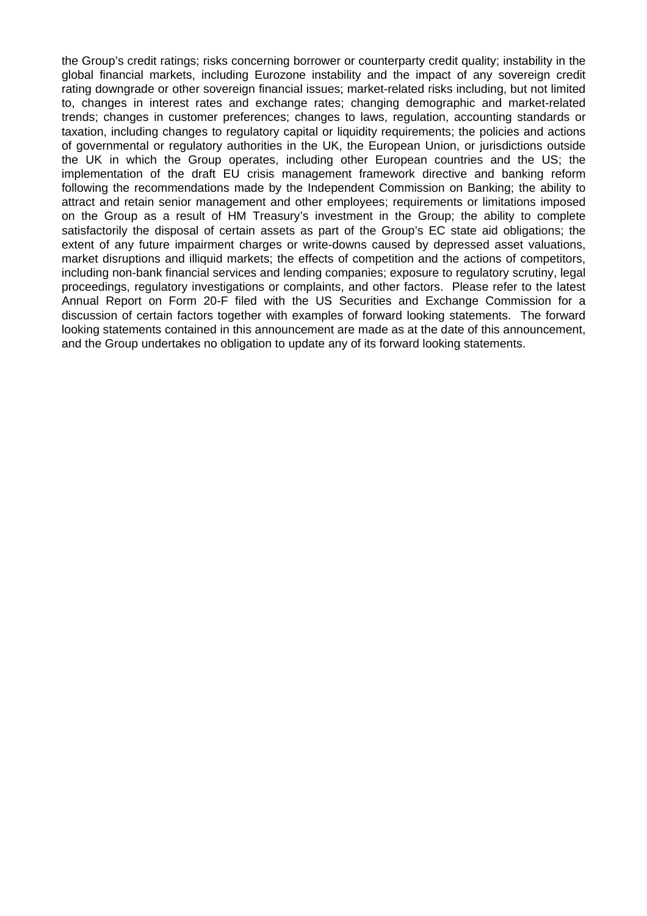the Group's credit ratings; risks concerning borrower or counterparty credit quality; instability in the global financial markets, including Eurozone instability and the impact of any sovereign credit rating downgrade or other sovereign financial issues; market-related risks including, but not limited to, changes in interest rates and exchange rates; changing demographic and market-related trends; changes in customer preferences; changes to laws, regulation, accounting standards or taxation, including changes to regulatory capital or liquidity requirements; the policies and actions of governmental or regulatory authorities in the UK, the European Union, or jurisdictions outside the UK in which the Group operates, including other European countries and the US; the implementation of the draft EU crisis management framework directive and banking reform following the recommendations made by the Independent Commission on Banking; the ability to attract and retain senior management and other employees; requirements or limitations imposed on the Group as a result of HM Treasury's investment in the Group; the ability to complete satisfactorily the disposal of certain assets as part of the Group's EC state aid obligations; the extent of any future impairment charges or write-downs caused by depressed asset valuations, market disruptions and illiquid markets; the effects of competition and the actions of competitors, including non-bank financial services and lending companies; exposure to regulatory scrutiny, legal proceedings, regulatory investigations or complaints, and other factors. Please refer to the latest Annual Report on Form 20-F filed with the US Securities and Exchange Commission for a discussion of certain factors together with examples of forward looking statements. The forward looking statements contained in this announcement are made as at the date of this announcement, and the Group undertakes no obligation to update any of its forward looking statements.